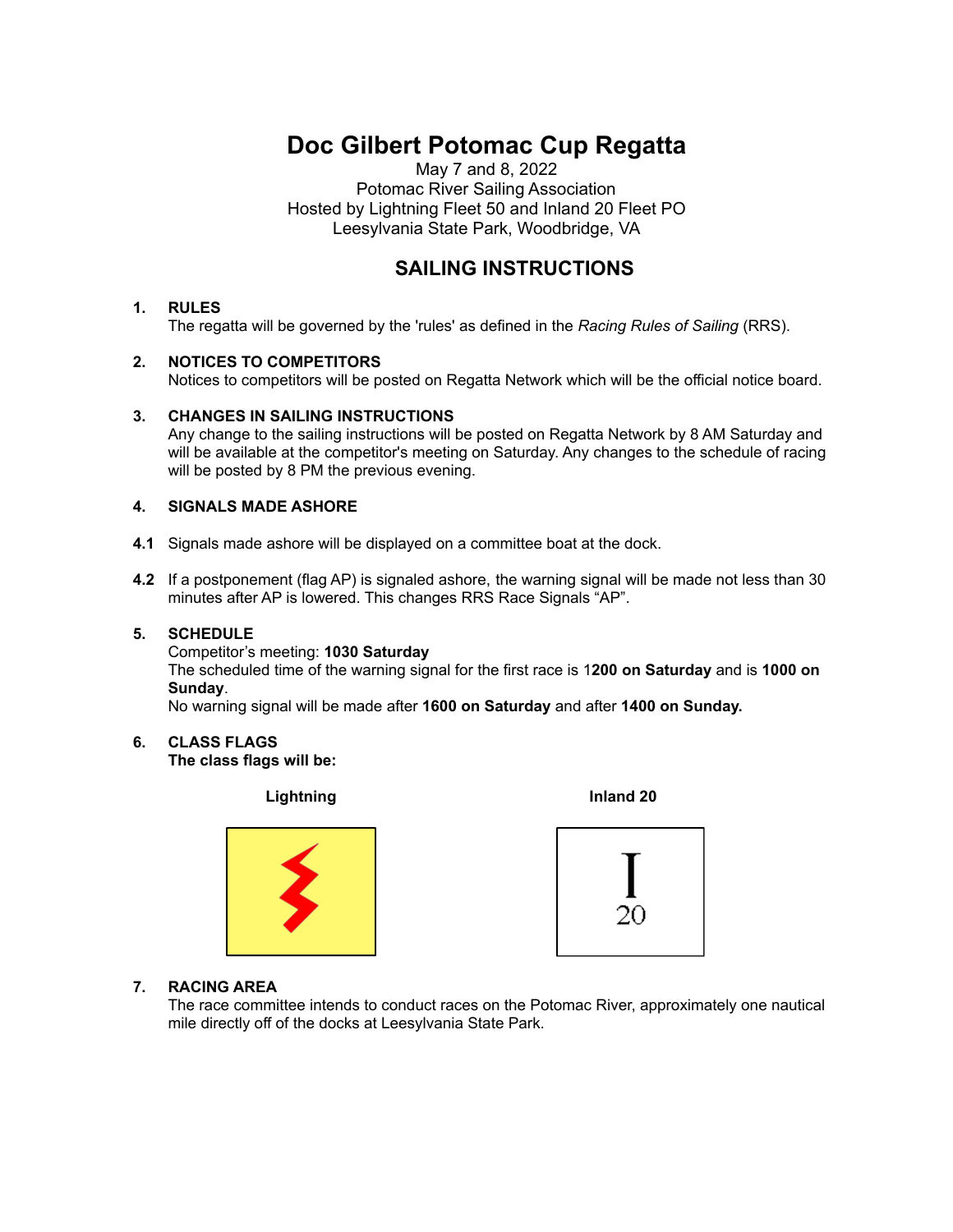# Doc Gilbert Potomac Cup Regatta

May 7 and 8, 2022
Potomac River Sailing Association
Hosted by Lightning Fleet 50 and Inland 20 Fleet PO
Leesylvania State Park, Woodbridge, VA

## SAILING INSTRUCTIONS

**1. RULES**
The regatta will be governed by the 'rules' as defined in the *Racing Rules of Sailing* (RRS).

**2. NOTICES TO COMPETITORS**
Notices to competitors will be posted on Regatta Network which will be the official notice board.

**3. CHANGES IN SAILING INSTRUCTIONS**
Any change to the sailing instructions will be posted on Regatta Network by 8 AM Saturday and will be available at the competitor's meeting on Saturday. Any changes to the schedule of racing will be posted by 8 PM the previous evening.

**4. SIGNALS MADE ASHORE**

**4.1** Signals made ashore will be displayed on a committee boat at the dock.

**4.2** If a postponement (flag AP) is signaled ashore, the warning signal will be made not less than 30 minutes after AP is lowered. This changes RRS Race Signals "AP".

**5. SCHEDULE**
Competitor's meeting: **1030 Saturday**
The scheduled time of the warning signal for the first race is 1**200 on Saturday** and is **1000 on Sunday**.
No warning signal will be made after **1600 on Saturday** and after **1400 on Sunday.**

**6. CLASS FLAGS**
**The class flags will be:**

**Lightning** **Inland 20**

I
20

**7. RACING AREA**
The race committee intends to conduct races on the Potomac River, approximately one nautical mile directly off of the docks at Leesylvania State Park.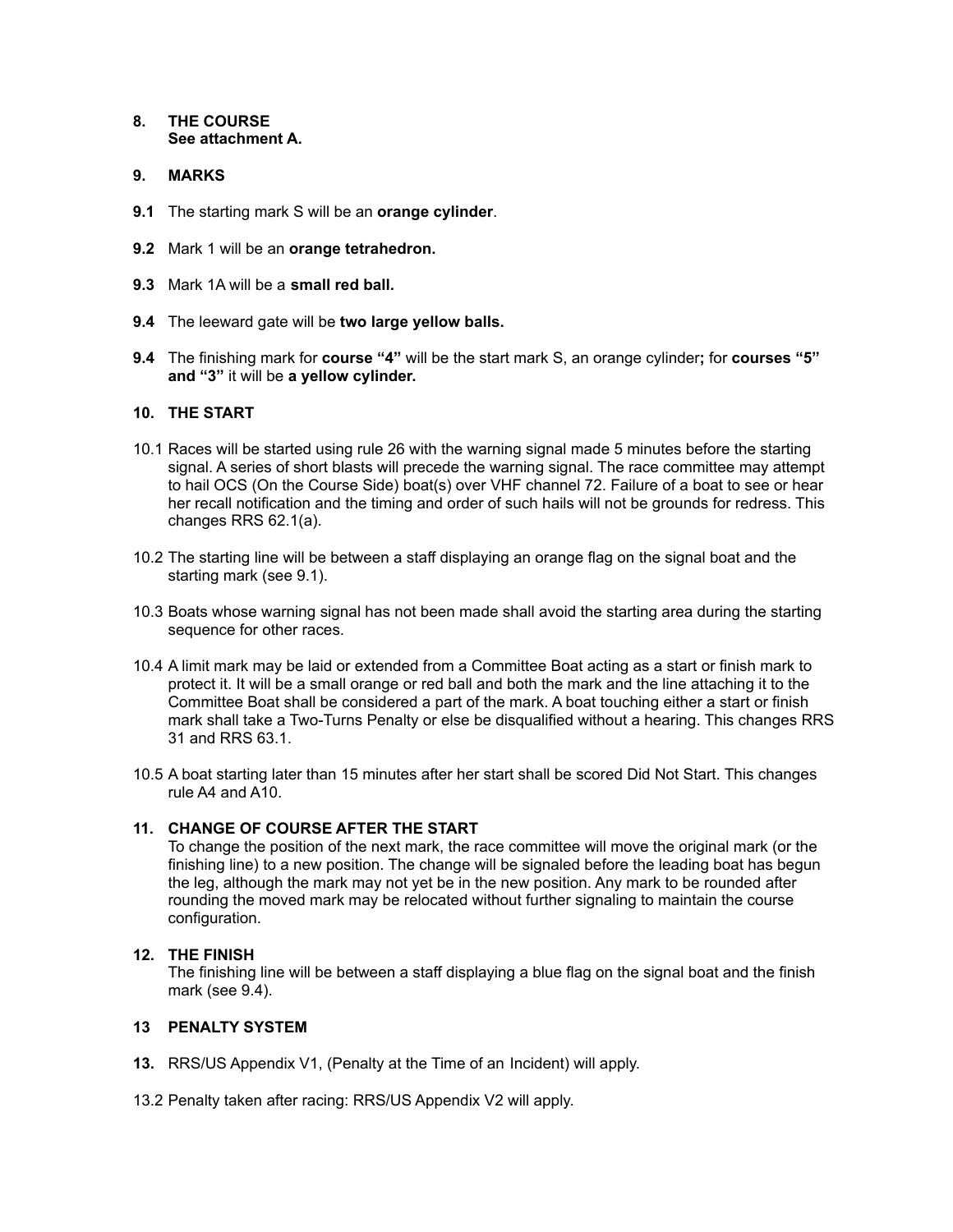## 8. THE COURSE
**See attachment A.**

## 9. MARKS

**9.1** The starting mark S will be an **orange cylinder**.

**9.2** Mark 1 will be an **orange tetrahedron.**

**9.3** Mark 1A will be a **small red ball.**

**9.4** The leeward gate will be **two large yellow balls.**

**9.4** The finishing mark for **course "4"** will be the start mark S, an orange cylinder**;** for **courses "5" and "3"** it will be **a yellow cylinder.**

## 10. THE START

10.1 Races will be started using rule 26 with the warning signal made 5 minutes before the starting signal. A series of short blasts will precede the warning signal. The race committee may attempt to hail OCS (On the Course Side) boat(s) over VHF channel 72. Failure of a boat to see or hear her recall notification and the timing and order of such hails will not be grounds for redress. This changes RRS 62.1(a).

10.2 The starting line will be between a staff displaying an orange flag on the signal boat and the starting mark (see 9.1).

10.3 Boats whose warning signal has not been made shall avoid the starting area during the starting sequence for other races.

10.4 A limit mark may be laid or extended from a Committee Boat acting as a start or finish mark to protect it. It will be a small orange or red ball and both the mark and the line attaching it to the Committee Boat shall be considered a part of the mark. A boat touching either a start or finish mark shall take a Two-Turns Penalty or else be disqualified without a hearing. This changes RRS 31 and RRS 63.1.

10.5 A boat starting later than 15 minutes after her start shall be scored Did Not Start. This changes rule A4 and A10.

## 11. CHANGE OF COURSE AFTER THE START

To change the position of the next mark, the race committee will move the original mark (or the finishing line) to a new position. The change will be signaled before the leading boat has begun the leg, although the mark may not yet be in the new position. Any mark to be rounded after rounding the moved mark may be relocated without further signaling to maintain the course configuration.

## 12. THE FINISH

The finishing line will be between a staff displaying a blue flag on the signal boat and the finish mark (see 9.4).

## 13 PENALTY SYSTEM

**13.** RRS/US Appendix V1, (Penalty at the Time of an Incident) will apply.

13.2 Penalty taken after racing: RRS/US Appendix V2 will apply.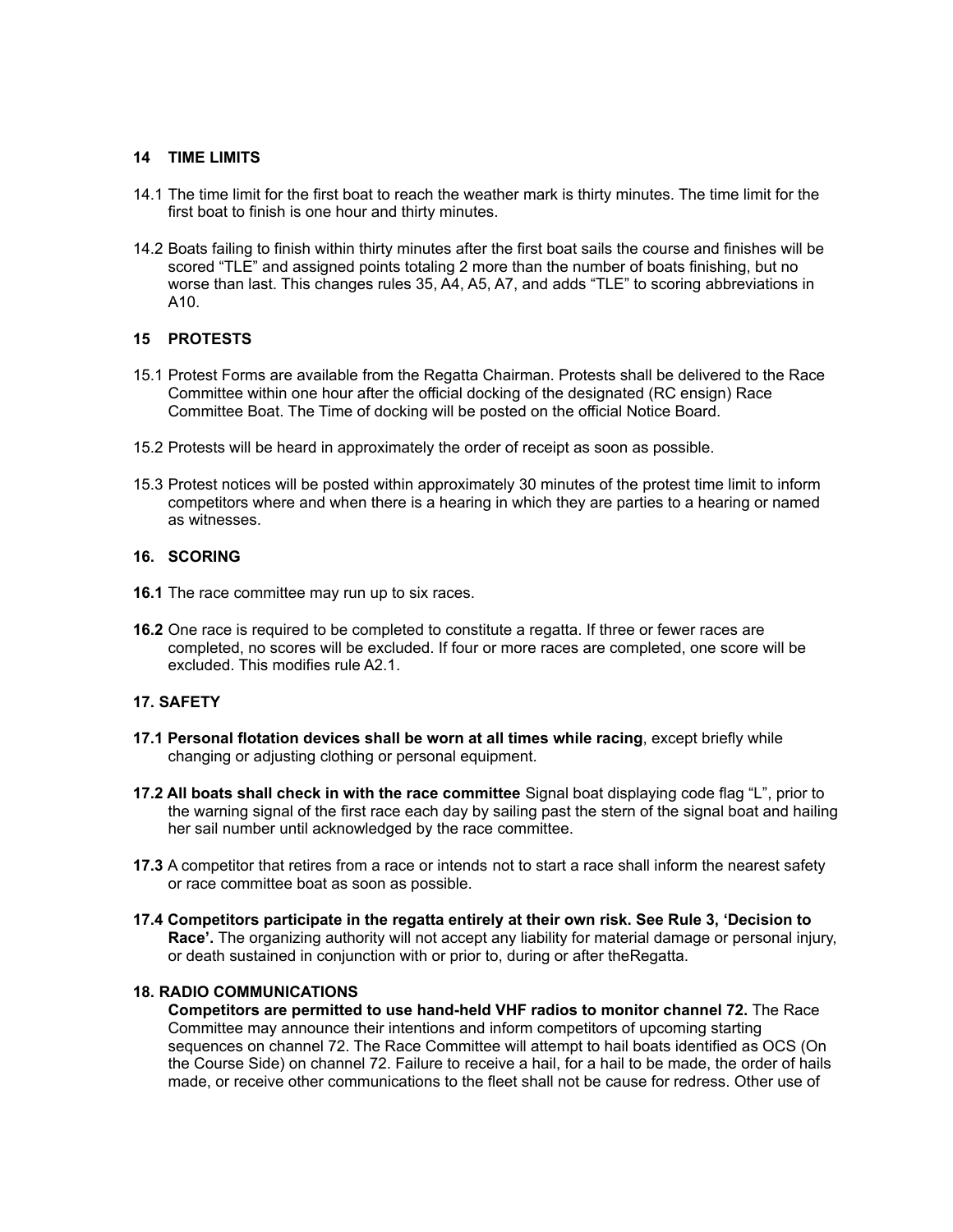## 14 TIME LIMITS

14.1 The time limit for the first boat to reach the weather mark is thirty minutes. The time limit for the first boat to finish is one hour and thirty minutes.

14.2 Boats failing to finish within thirty minutes after the first boat sails the course and finishes will be scored “TLE” and assigned points totaling 2 more than the number of boats finishing, but no worse than last. This changes rules 35, A4, A5, A7, and adds “TLE” to scoring abbreviations in A10.

## 15 PROTESTS

15.1 Protest Forms are available from the Regatta Chairman. Protests shall be delivered to the Race Committee within one hour after the official docking of the designated (RC ensign) Race Committee Boat. The Time of docking will be posted on the official Notice Board.

15.2 Protests will be heard in approximately the order of receipt as soon as possible.

15.3 Protest notices will be posted within approximately 30 minutes of the protest time limit to inform competitors where and when there is a hearing in which they are parties to a hearing or named as witnesses.

## 16. SCORING

**16.1** The race committee may run up to six races.

**16.2** One race is required to be completed to constitute a regatta. If three or fewer races are completed, no scores will be excluded. If four or more races are completed, one score will be excluded. This modifies rule A2.1.

## 17. SAFETY

**17.1 Personal flotation devices shall be worn at all times while racing**, except briefly while changing or adjusting clothing or personal equipment.

**17.2 All boats shall check in with the race committee** Signal boat displaying code flag “L”, prior to the warning signal of the first race each day by sailing past the stern of the signal boat and hailing her sail number until acknowledged by the race committee.

**17.3** A competitor that retires from a race or intends not to start a race shall inform the nearest safety or race committee boat as soon as possible.

**17.4 Competitors participate in the regatta entirely at their own risk. See Rule 3, ‘Decision to Race’.** The organizing authority will not accept any liability for material damage or personal injury, or death sustained in conjunction with or prior to, during or after theRegatta.

## 18. RADIO COMMUNICATIONS

**Competitors are permitted to use hand-held VHF radios to monitor channel 72.** The Race Committee may announce their intentions and inform competitors of upcoming starting sequences on channel 72. The Race Committee will attempt to hail boats identified as OCS (On the Course Side) on channel 72. Failure to receive a hail, for a hail to be made, the order of hails made, or receive other communications to the fleet shall not be cause for redress. Other use of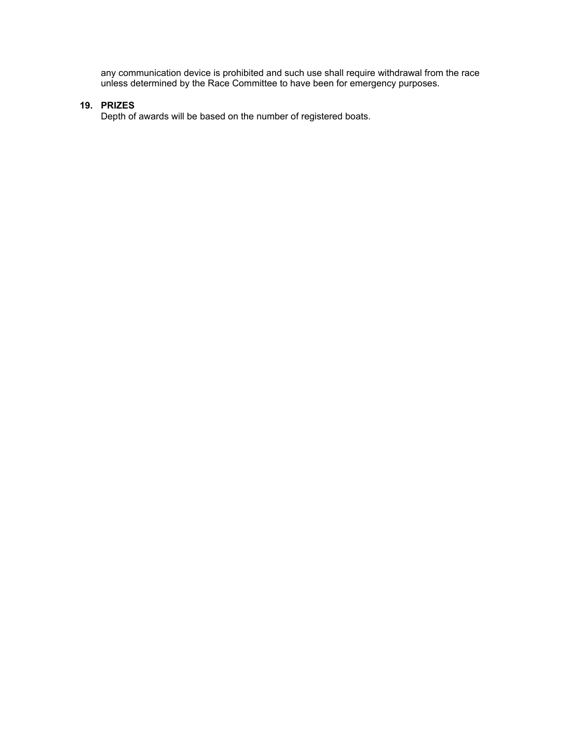any communication device is prohibited and such use shall require withdrawal from the race unless determined by the Race Committee to have been for emergency purposes.

**19. PRIZES**

Depth of awards will be based on the number of registered boats.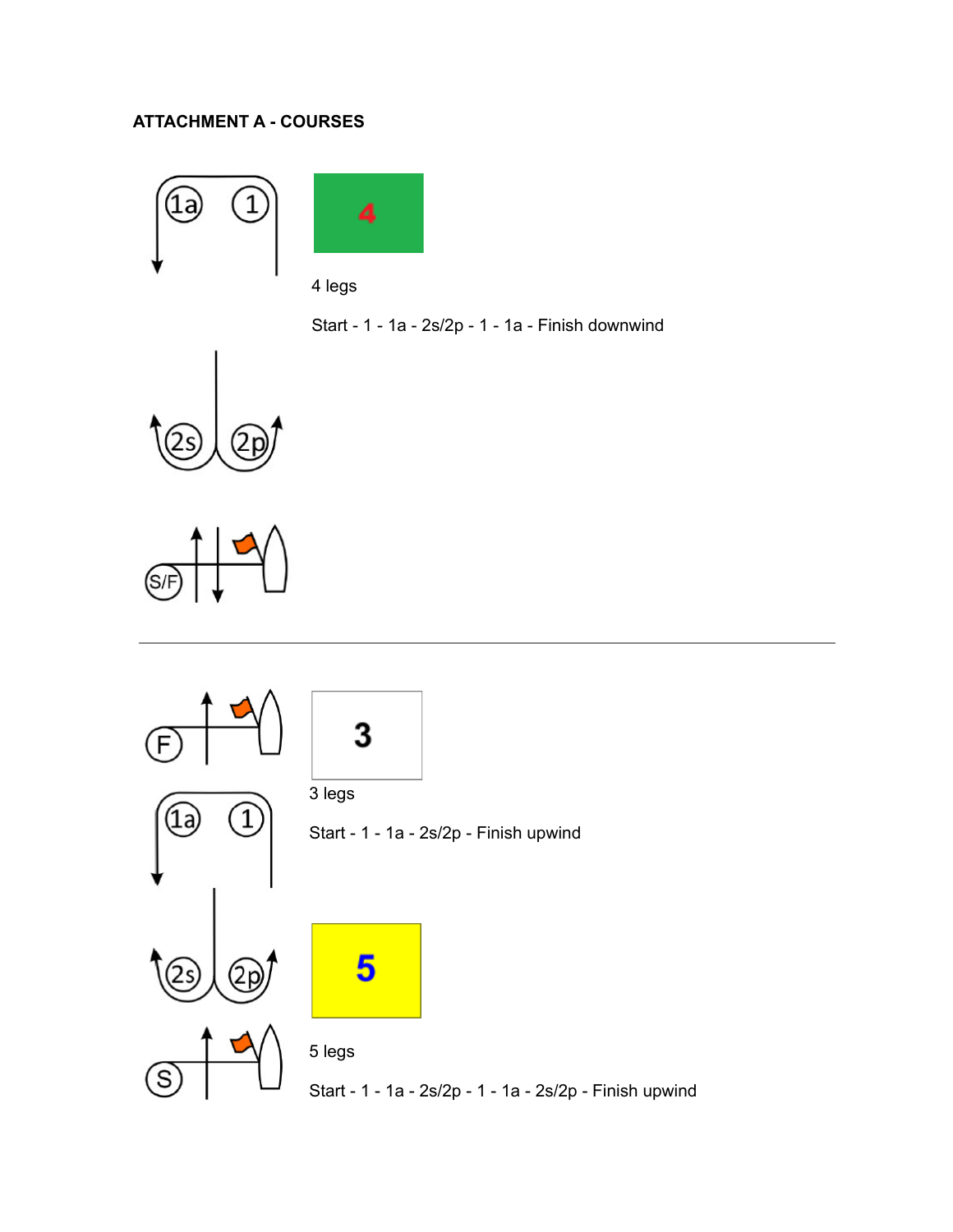**ATTACHMENT A - COURSES**

4

4 legs

Start - 1 - 1a - 2s/2p - 1 - 1a - Finish downwind

---

3

3 legs

Start - 1 - 1a - 2s/2p - Finish upwind

5

5 legs

Start - 1 - 1a - 2s/2p - 1 - 1a - 2s/2p - Finish upwind